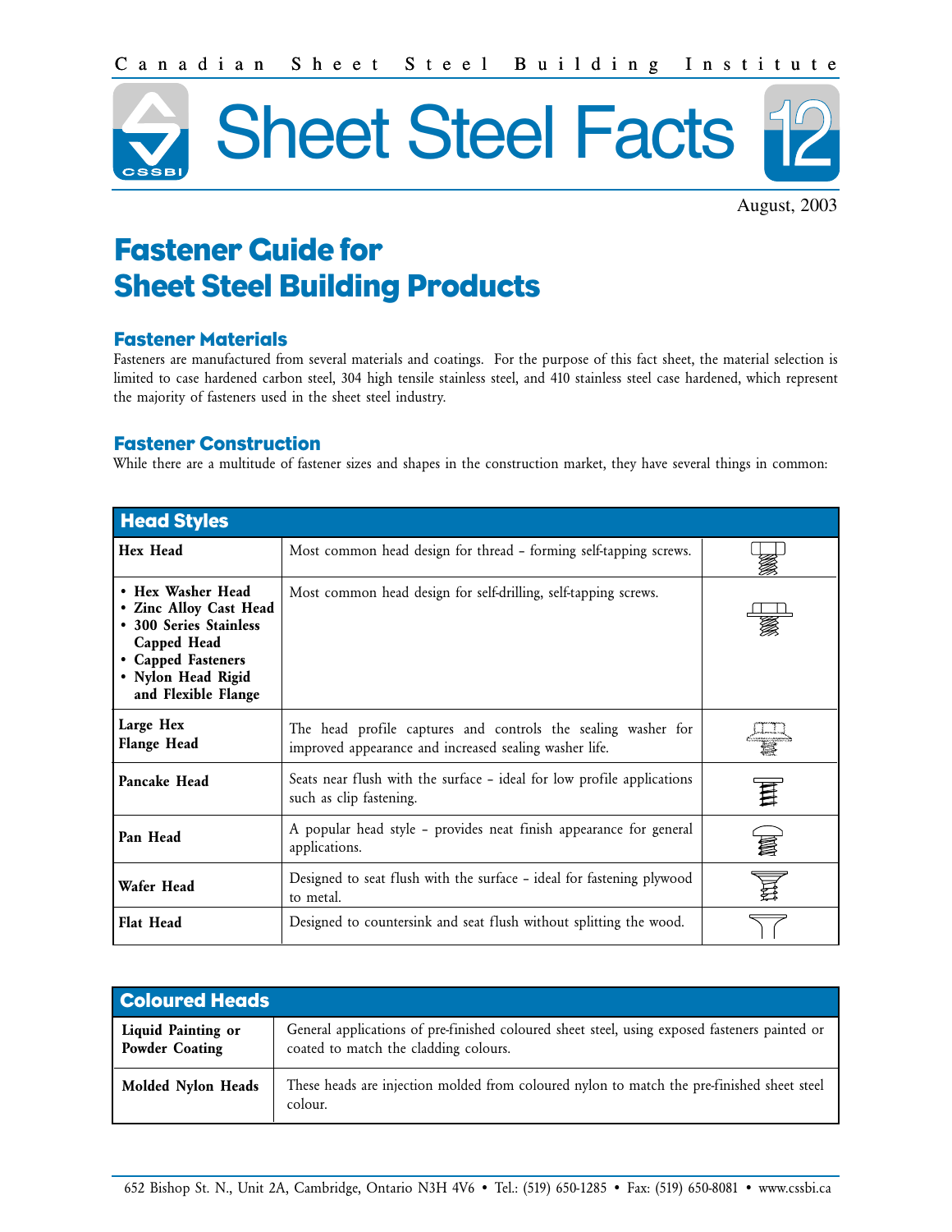Canadian Sheet Steel Building Institute

# Sheet Steel Facts 12

August, 2003

# Fastener Guide for Sheet Steel Building Products

## Fastener Materials

Fasteners are manufactured from several materials and coatings. For the purpose of this fact sheet, the material selection is limited to case hardened carbon steel, 304 high tensile stainless steel, and 410 stainless steel case hardened, which represent the majority of fasteners used in the sheet steel industry.

## Fastener Construction

While there are a multitude of fastener sizes and shapes in the construction market, they have several things in common:

| Head Styles | | |
|---|---|---|
| **Hex Head** | Most common head design for thread – forming self-tapping screws. | |
| **• Hex Washer Head**<br>**• Zinc Alloy Cast Head**<br>**• 300 Series Stainless Capped Head**<br>**• Capped Fasteners**<br>**• Nylon Head Rigid and Flexible Flange** | Most common head design for self-drilling, self-tapping screws. | |
| **Large Hex Flange Head** | The head profile captures and controls the sealing washer for improved appearance and increased sealing washer life. | |
| **Pancake Head** | Seats near flush with the surface – ideal for low profile applications such as clip fastening. | |
| **Pan Head** | A popular head style – provides neat finish appearance for general applications. | |
| **Wafer Head** | Designed to seat flush with the surface – ideal for fastening plywood to metal. | |
| **Flat Head** | Designed to countersink and seat flush without splitting the wood. | |

| Coloured Heads | |
|---|---|
| **Liquid Painting or Powder Coating** | General applications of pre-finished coloured sheet steel, using exposed fasteners painted or coated to match the cladding colours. |
| **Molded Nylon Heads** | These heads are injection molded from coloured nylon to match the pre-finished sheet steel colour. |

652 Bishop St. N., Unit 2A, Cambridge, Ontario N3H 4V6 • Tel.: (519) 650-1285 • Fax: (519) 650-8081 • www.cssbi.ca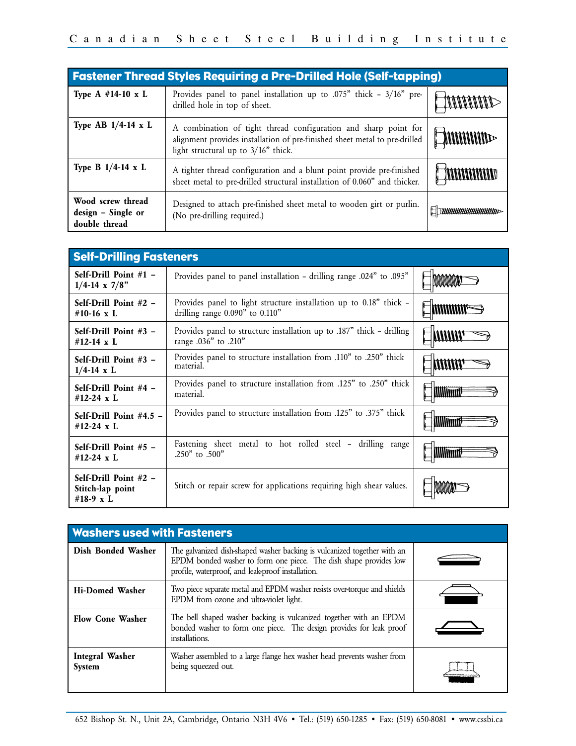| Fastener Thread Styles Requiring a Pre-Drilled Hole (Self-tapping) | | |
|---|---|---|
| **Type A #14-10 x L** | Provides panel to panel installation up to .075" thick – 3/16" pre-drilled hole in top of sheet. | |
| **Type AB 1/4-14 x L** | A combination of tight thread configuration and sharp point for alignment provides installation of pre-finished sheet metal to pre-drilled light structural up to 3/16" thick. | |
| **Type B 1/4-14 x L** | A tighter thread configuration and a blunt point provide pre-finished sheet metal to pre-drilled structural installation of 0.060" and thicker. | |
| **Wood screw thread design – Single or double thread** | Designed to attach pre-finished sheet metal to wooden girt or purlin. (No pre-drilling required.) | |

| Self-Drilling Fasteners | | |
|---|---|---|
| **Self-Drill Point #1 – 1/4-14 x 7/8"** | Provides panel to panel installation – drilling range .024" to .095" | |
| **Self-Drill Point #2 – #10-16 x L** | Provides panel to light structure installation up to 0.18" thick – drilling range 0.090" to 0.110" | |
| **Self-Drill Point #3 – #12-14 x L** | Provides panel to structure installation up to .187" thick – drilling range .036" to .210" | |
| **Self-Drill Point #3 – 1/4-14 x L** | Provides panel to structure installation from .110" to .250" thick material. | |
| **Self-Drill Point #4 – #12-24 x L** | Provides panel to structure installation from .125" to .250" thick material. | |
| **Self-Drill Point #4.5 – #12-24 x L** | Provides panel to structure installation from .125" to .375" thick | |
| **Self-Drill Point #5 – #12-24 x L** | Fastening sheet metal to hot rolled steel – drilling range .250" to .500" | |
| **Self-Drill Point #2 – Stitch-lap point #18-9 x L** | Stitch or repair screw for applications requiring high shear values. | |

| Washers used with Fasteners | | |
|---|---|---|
| **Dish Bonded Washer** | The galvanized dish-shaped washer backing is vulcanized together with an EPDM bonded washer to form one piece. The dish shape provides low profile, waterproof, and leak-proof installation. | |
| **Hi-Domed Washer** | Two piece separate metal and EPDM washer resists over-torque and shields EPDM from ozone and ultra-violet light. | |
| **Flow Cone Washer** | The bell shaped washer backing is vulcanized together with an EPDM bonded washer to form one piece. The design provides for leak proof installations. | |
| **Integral Washer System** | Washer assembled to a large flange hex washer head prevents washer from being squeezed out. | |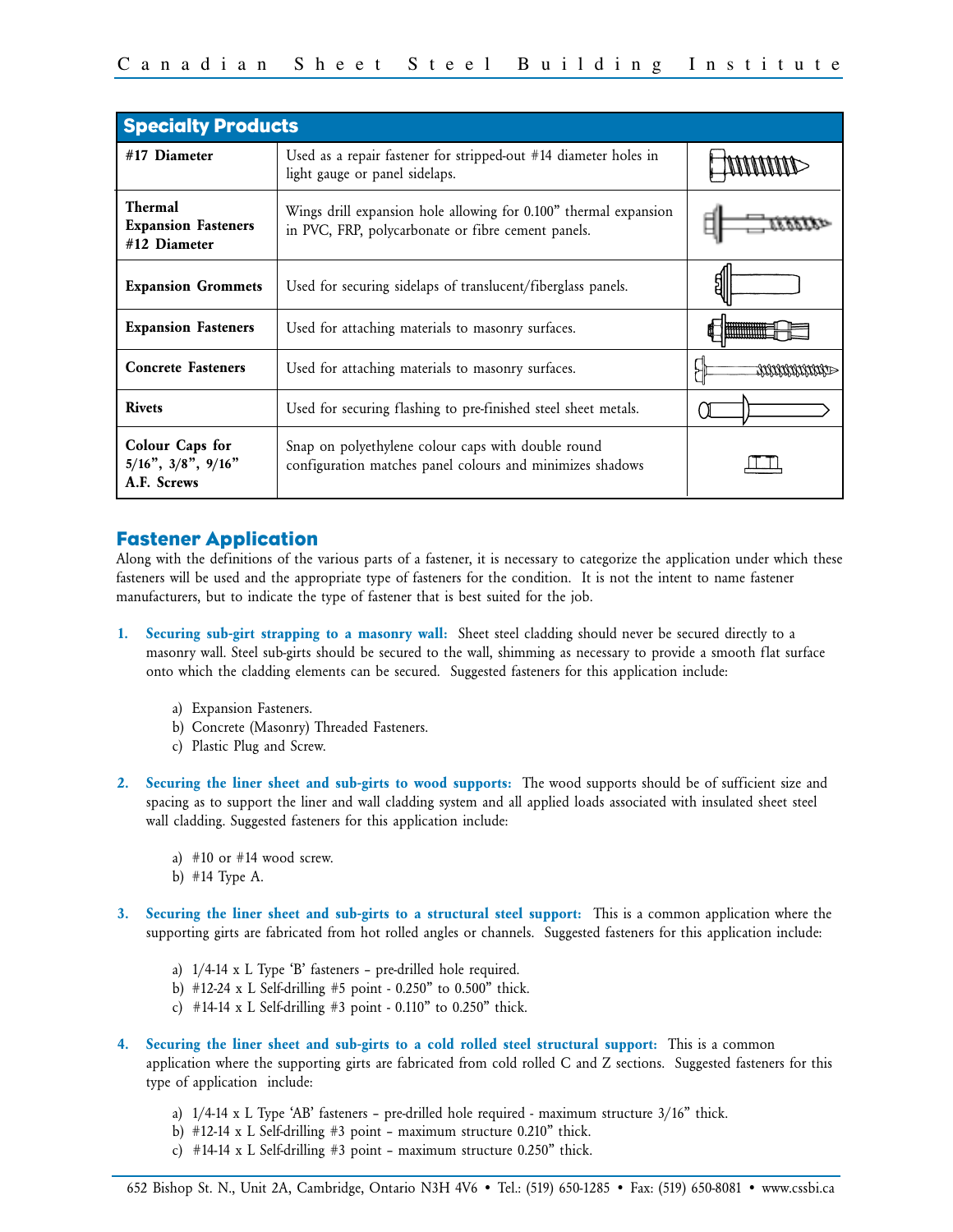| Specialty Products | | |
|---|---|---|
| **#17 Diameter** | Used as a repair fastener for stripped-out #14 diameter holes in light gauge or panel sidelaps. | |
| **Thermal Expansion Fasteners #12 Diameter** | Wings drill expansion hole allowing for 0.100" thermal expansion in PVC, FRP, polycarbonate or fibre cement panels. | |
| **Expansion Grommets** | Used for securing sidelaps of translucent/fiberglass panels. | |
| **Expansion Fasteners** | Used for attaching materials to masonry surfaces. | |
| **Concrete Fasteners** | Used for attaching materials to masonry surfaces. | |
| **Rivets** | Used for securing flashing to pre-finished steel sheet metals. | |
| **Colour Caps for 5/16", 3/8", 9/16" A.F. Screws** | Snap on polyethylene colour caps with double round configuration matches panel colours and minimizes shadows | |

## Fastener Application

Along with the definitions of the various parts of a fastener, it is necessary to categorize the application under which these fasteners will be used and the appropriate type of fasteners for the condition. It is not the intent to name fastener manufacturers, but to indicate the type of fastener that is best suited for the job.

1. **Securing sub-girt strapping to a masonry wall:** Sheet steel cladding should never be secured directly to a masonry wall. Steel sub-girts should be secured to the wall, shimming as necessary to provide a smooth flat surface onto which the cladding elements can be secured. Suggested fasteners for this application include:

   a) Expansion Fasteners.
   b) Concrete (Masonry) Threaded Fasteners.
   c) Plastic Plug and Screw.

2. **Securing the liner sheet and sub-girts to wood supports:** The wood supports should be of sufficient size and spacing as to support the liner and wall cladding system and all applied loads associated with insulated sheet steel wall cladding. Suggested fasteners for this application include:

   a) #10 or #14 wood screw.
   b) #14 Type A.

3. **Securing the liner sheet and sub-girts to a structural steel support:** This is a common application where the supporting girts are fabricated from hot rolled angles or channels. Suggested fasteners for this application include:

   a) 1/4-14 x L Type 'B' fasteners – pre-drilled hole required.
   b) #12-24 x L Self-drilling #5 point - 0.250" to 0.500" thick.
   c) #14-14 x L Self-drilling #3 point - 0.110" to 0.250" thick.

4. **Securing the liner sheet and sub-girts to a cold rolled steel structural support:** This is a common application where the supporting girts are fabricated from cold rolled C and Z sections. Suggested fasteners for this type of application include:

   a) 1/4-14 x L Type 'AB' fasteners – pre-drilled hole required - maximum structure 3/16" thick.
   b) #12-14 x L Self-drilling #3 point – maximum structure 0.210" thick.
   c) #14-14 x L Self-drilling #3 point – maximum structure 0.250" thick.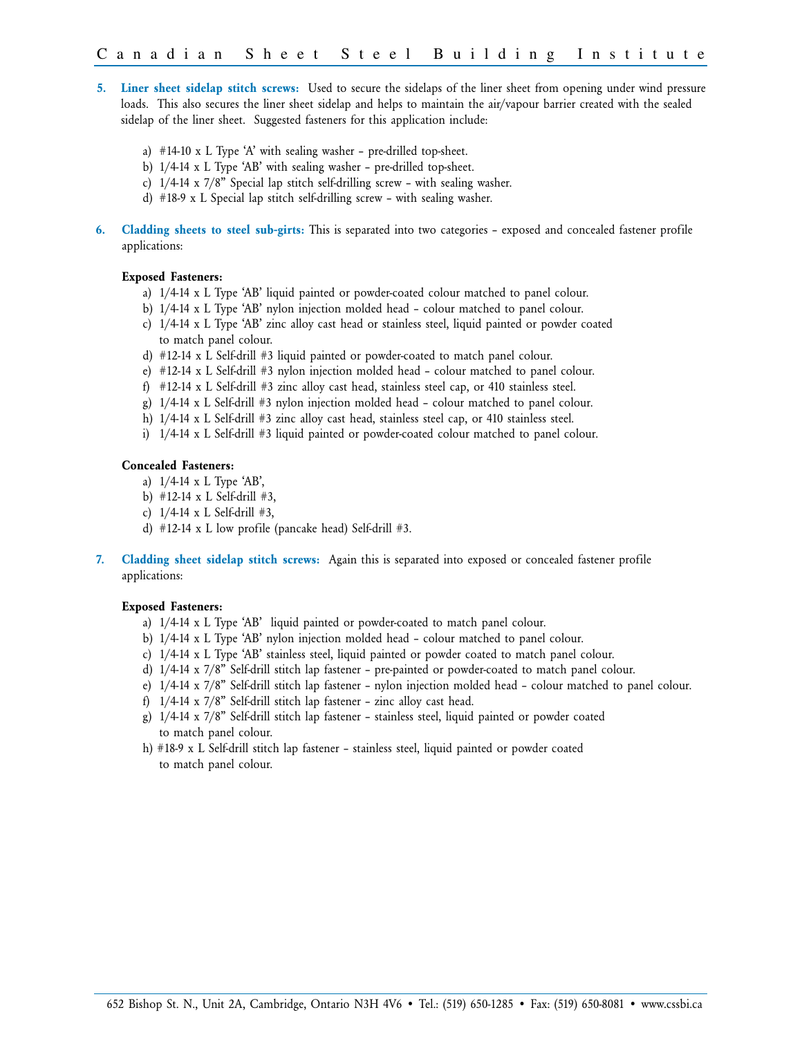5. **Liner sheet sidelap stitch screws:** Used to secure the sidelaps of the liner sheet from opening under wind pressure loads. This also secures the liner sheet sidelap and helps to maintain the air/vapour barrier created with the sealed sidelap of the liner sheet. Suggested fasteners for this application include:

   a) #14-10 x L Type 'A' with sealing washer – pre-drilled top-sheet.
   b) 1/4-14 x L Type 'AB' with sealing washer – pre-drilled top-sheet.
   c) 1/4-14 x 7/8" Special lap stitch self-drilling screw – with sealing washer.
   d) #18-9 x L Special lap stitch self-drilling screw – with sealing washer.

6. **Cladding sheets to steel sub-girts:** This is separated into two categories – exposed and concealed fastener profile applications:

   **Exposed Fasteners:**

   a) 1/4-14 x L Type 'AB' liquid painted or powder-coated colour matched to panel colour.
   b) 1/4-14 x L Type 'AB' nylon injection molded head – colour matched to panel colour.
   c) 1/4-14 x L Type 'AB' zinc alloy cast head or stainless steel, liquid painted or powder coated to match panel colour.
   d) #12-14 x L Self-drill #3 liquid painted or powder-coated to match panel colour.
   e) #12-14 x L Self-drill #3 nylon injection molded head – colour matched to panel colour.
   f) #12-14 x L Self-drill #3 zinc alloy cast head, stainless steel cap, or 410 stainless steel.
   g) 1/4-14 x L Self-drill #3 nylon injection molded head – colour matched to panel colour.
   h) 1/4-14 x L Self-drill #3 zinc alloy cast head, stainless steel cap, or 410 stainless steel.
   i) 1/4-14 x L Self-drill #3 liquid painted or powder-coated colour matched to panel colour.

   **Concealed Fasteners:**

   a) 1/4-14 x L Type 'AB',
   b) #12-14 x L Self-drill #3,
   c) 1/4-14 x L Self-drill #3,
   d) #12-14 x L low profile (pancake head) Self-drill #3.

7. **Cladding sheet sidelap stitch screws:** Again this is separated into exposed or concealed fastener profile applications:

   **Exposed Fasteners:**

   a) 1/4-14 x L Type 'AB' liquid painted or powder-coated to match panel colour.
   b) 1/4-14 x L Type 'AB' nylon injection molded head – colour matched to panel colour.
   c) 1/4-14 x L Type 'AB' stainless steel, liquid painted or powder coated to match panel colour.
   d) 1/4-14 x 7/8" Self-drill stitch lap fastener – pre-painted or powder-coated to match panel colour.
   e) 1/4-14 x 7/8" Self-drill stitch lap fastener – nylon injection molded head – colour matched to panel colour.
   f) 1/4-14 x 7/8" Self-drill stitch lap fastener – zinc alloy cast head.
   g) 1/4-14 x 7/8" Self-drill stitch lap fastener – stainless steel, liquid painted or powder coated to match panel colour.
   h) #18-9 x L Self-drill stitch lap fastener – stainless steel, liquid painted or powder coated to match panel colour.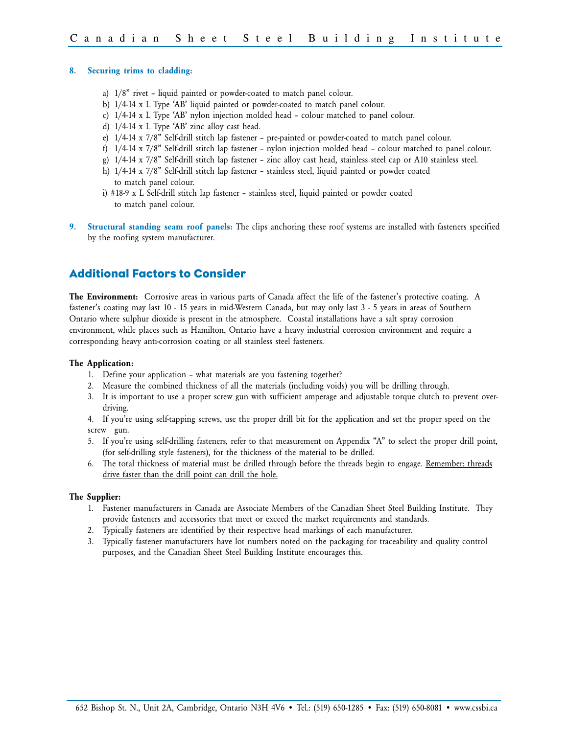**8. Securing trims to cladding:**

a) 1/8" rivet – liquid painted or powder-coated to match panel colour.
b) 1/4-14 x L Type 'AB' liquid painted or powder-coated to match panel colour.
c) 1/4-14 x L Type 'AB' nylon injection molded head – colour matched to panel colour.
d) 1/4-14 x L Type 'AB' zinc alloy cast head.
e) 1/4-14 x 7/8" Self-drill stitch lap fastener – pre-painted or powder-coated to match panel colour.
f) 1/4-14 x 7/8" Self-drill stitch lap fastener – nylon injection molded head – colour matched to panel colour.
g) 1/4-14 x 7/8" Self-drill stitch lap fastener – zinc alloy cast head, stainless steel cap or A10 stainless steel.
h) 1/4-14 x 7/8" Self-drill stitch lap fastener – stainless steel, liquid painted or powder coated to match panel colour.
i) #18-9 x L Self-drill stitch lap fastener – stainless steel, liquid painted or powder coated to match panel colour.

**9. Structural standing seam roof panels:** The clips anchoring these roof systems are installed with fasteners specified by the roofing system manufacturer.

## Additional Factors to Consider

**The Environment:** Corrosive areas in various parts of Canada affect the life of the fastener's protective coating. A fastener's coating may last 10 - 15 years in mid-Western Canada, but may only last 3 - 5 years in areas of Southern Ontario where sulphur dioxide is present in the atmosphere. Coastal installations have a salt spray corrosion environment, while places such as Hamilton, Ontario have a heavy industrial corrosion environment and require a corresponding heavy anti-corrosion coating or all stainless steel fasteners.

**The Application:**

1. Define your application – what materials are you fastening together?
2. Measure the combined thickness of all the materials (including voids) you will be drilling through.
3. It is important to use a proper screw gun with sufficient amperage and adjustable torque clutch to prevent over-driving.
4. If you're using self-tapping screws, use the proper drill bit for the application and set the proper speed on the screw gun.
5. If you're using self-drilling fasteners, refer to that measurement on Appendix "A" to select the proper drill point, (for self-drilling style fasteners), for the thickness of the material to be drilled.
6. The total thickness of material must be drilled through before the threads begin to engage. Remember: threads drive faster than the drill point can drill the hole.

**The Supplier:**

1. Fastener manufacturers in Canada are Associate Members of the Canadian Sheet Steel Building Institute. They provide fasteners and accessories that meet or exceed the market requirements and standards.
2. Typically fasteners are identified by their respective head markings of each manufacturer.
3. Typically fastener manufacturers have lot numbers noted on the packaging for traceability and quality control purposes, and the Canadian Sheet Steel Building Institute encourages this.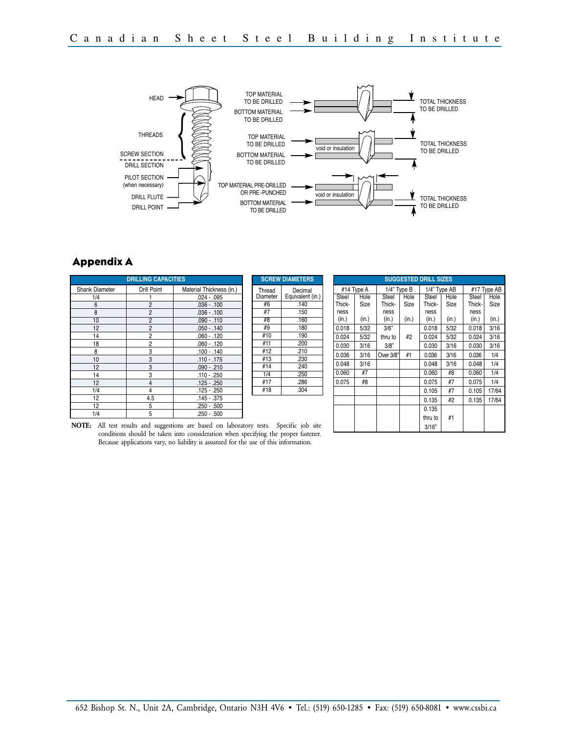HEAD

THREADS

SCREW SECTION

DRILL SECTION

PILOT SECTION
(when necessary)

DRILL FLUTE

DRILL POINT

TOP MATERIAL
TO BE DRILLED

BOTTOM MATERIAL
TO BE DRILLED

TOTAL THICKNESS
TO BE DRILLED

TOP MATERIAL
TO BE DRILLED

void or insulation

BOTTOM MATERIAL
TO BE DRILLED

TOTAL THICKNESS
TO BE DRILLED

TOP MATERIAL PRE-DRILLED
OR PRE -PUNCHED

void or insulation

BOTTOM MATERIAL
TO BE DRILLED

TOTAL THICKNESS
TO BE DRILLED

## Appendix A

**DRILLING CAPACITIES**

| Shank Diameter | Drill Point | Material Thickness (in.) |
|---|---|---|
| 1/4 | 1 | .024 - .095 |
| 6 | 2 | .036 - .100 |
| 8 | 2 | .036 - .100 |
| 10 | 2 | .090 - .110 |
| 12 | 2 | .050 - .140 |
| 14 | 2 | .060 - .120 |
| 18 | 2 | .060 - .120 |
| 8 | 3 | .100 - .140 |
| 10 | 3 | .110 - .175 |
| 12 | 3 | .090 - .210 |
| 14 | 3 | .110 - .250 |
| 12 | 4 | .125 - .250 |
| 1/4 | 4 | .125 - .250 |
| 12 | 4.5 | .145 - .375 |
| 12 | 5 | .250 - .500 |
| 1/4 | 5 | .250 - .500 |

**NOTE:** All test results and suggestions are based on laboratory tests. Specific job site conditions should be taken into consideration when specifying the proper fastener. Because applications vary, no liability is assumed for the use of this information.

**SCREW DIAMETERS**

| Thread Diameter | Decimal Equivalent (in.) |
|---|---|
| #6 | .140 |
| #7 | .150 |
| #8 | .160 |
| #9 | .180 |
| #10 | .190 |
| #11 | .200 |
| #12 | .210 |
| #13 | .230 |
| #14 | .240 |
| 1/4 | .250 |
| #17 | .286 |
| #18 | .304 |

**SUGGESTED DRILL SIZES**

| #14 Type A | | 1/4" Type B | | 1/4" Type AB | | #17 Type AB | |
|---|---|---|---|---|---|---|---|
| Steel Thickness (in.) | Hole Size (in.) | Steel Thickness (in.) | Hole Size (in.) | Steel Thickness (in.) | Hole Size (in.) | Steel Thickness (in.) | Hole Size (in.) |
| 0.018 | 5/32 | 3/6" | | 0.018 | 5/32 | 0.018 | 3/16 |
| 0.024 | 5/32 | thru to | #2 | 0.024 | 5/32 | 0.024 | 3/16 |
| 0.030 | 3/16 | 3/8" | | 0.030 | 3/16 | 0.030 | 3/16 |
| 0.036 | 3/16 | Over 3/8" | #1 | 0.036 | 3/16 | 0.036 | 1/4 |
| 0.048 | 3/16 | | | 0.048 | 3/16 | 0.048 | 1/4 |
| 0.060 | #7 | | | 0.060 | #8 | 0.060 | 1/4 |
| 0.075 | #8 | | | 0.075 | #7 | 0.075 | 1/4 |
| | | | | 0.105 | #7 | 0.105 | 17/64 |
| | | | | 0.135 | #2 | 0.135 | 17/64 |
| | | | | 0.135 thru to 3/16" | #1 | | |